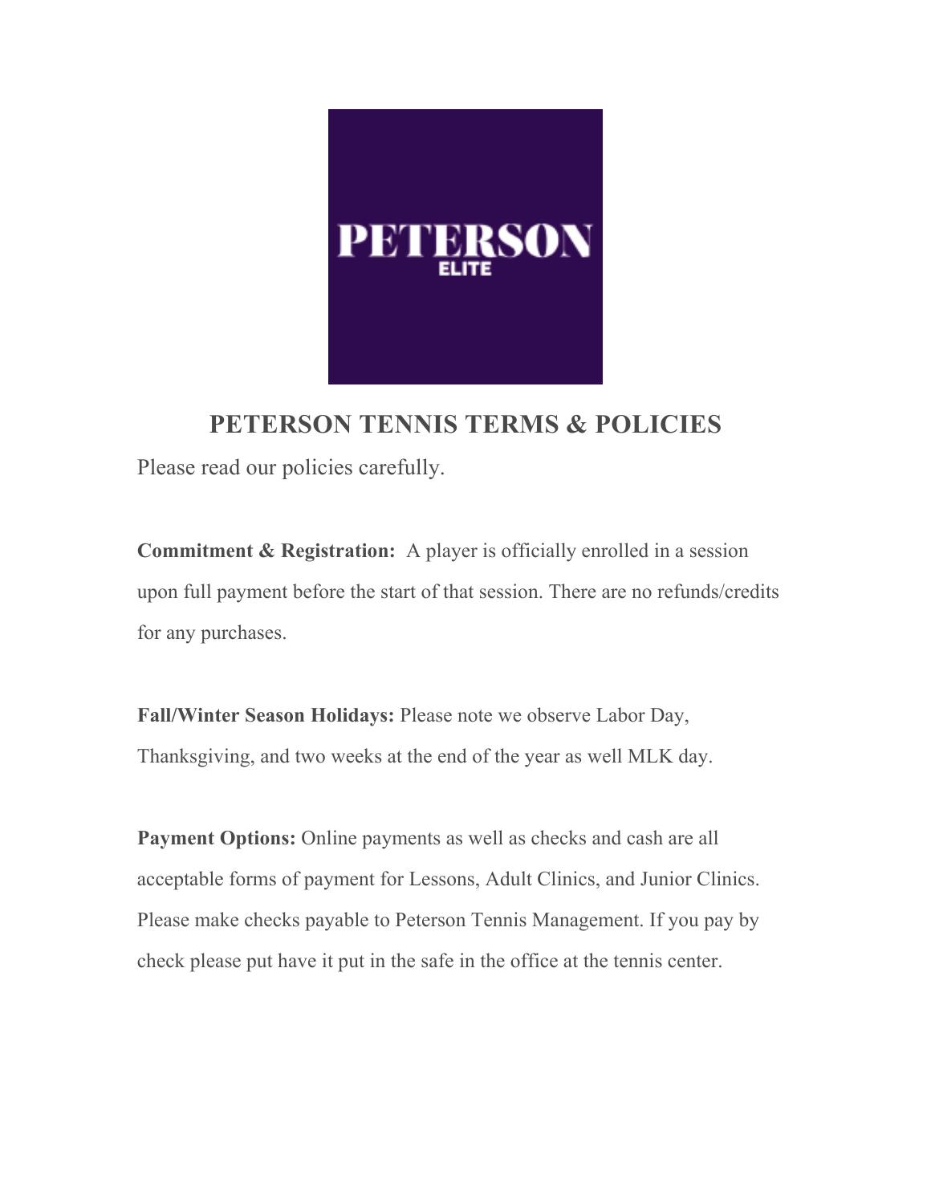# PETERSON TENNIS TERMS & POLICIES

Please read our policies carefully.

**Commitment & Registration:** A player is officially enrolled in a session upon full payment before the start of that session. There are no refunds/credits for any purchases.

**Fall/Winter Season Holidays:** Please note we observe Labor Day, Thanksgiving, and two weeks at the end of the year as well MLK day.

**Payment Options:** Online payments as well as checks and cash are all acceptable forms of payment for Lessons, Adult Clinics, and Junior Clinics. Please make checks payable to Peterson Tennis Management. If you pay by check please put have it put in the safe in the office at the tennis center.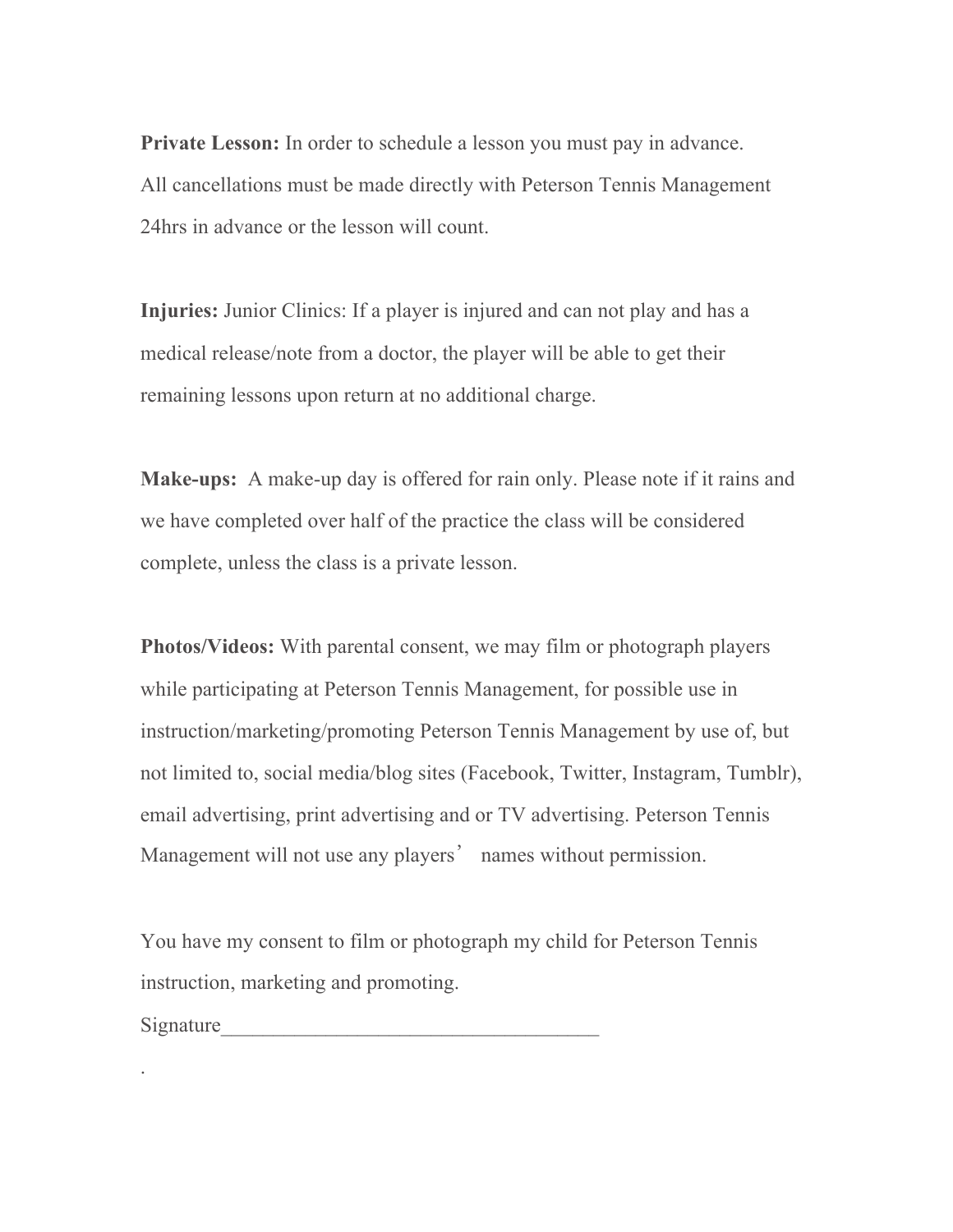**Private Lesson:** In order to schedule a lesson you must pay in advance. All cancellations must be made directly with Peterson Tennis Management 24hrs in advance or the lesson will count.

**Injuries:** Junior Clinics: If a player is injured and can not play and has a medical release/note from a doctor, the player will be able to get their remaining lessons upon return at no additional charge.

**Make-ups:** A make-up day is offered for rain only. Please note if it rains and we have completed over half of the practice the class will be considered complete, unless the class is a private lesson.

**Photos/Videos:** With parental consent, we may film or photograph players while participating at Peterson Tennis Management, for possible use in instruction/marketing/promoting Peterson Tennis Management by use of, but not limited to, social media/blog sites (Facebook, Twitter, Instagram, Tumblr), email advertising, print advertising and or TV advertising. Peterson Tennis Management will not use any players' names without permission.

You have my consent to film or photograph my child for Peterson Tennis instruction, marketing and promoting.

Signature_____________________________________

.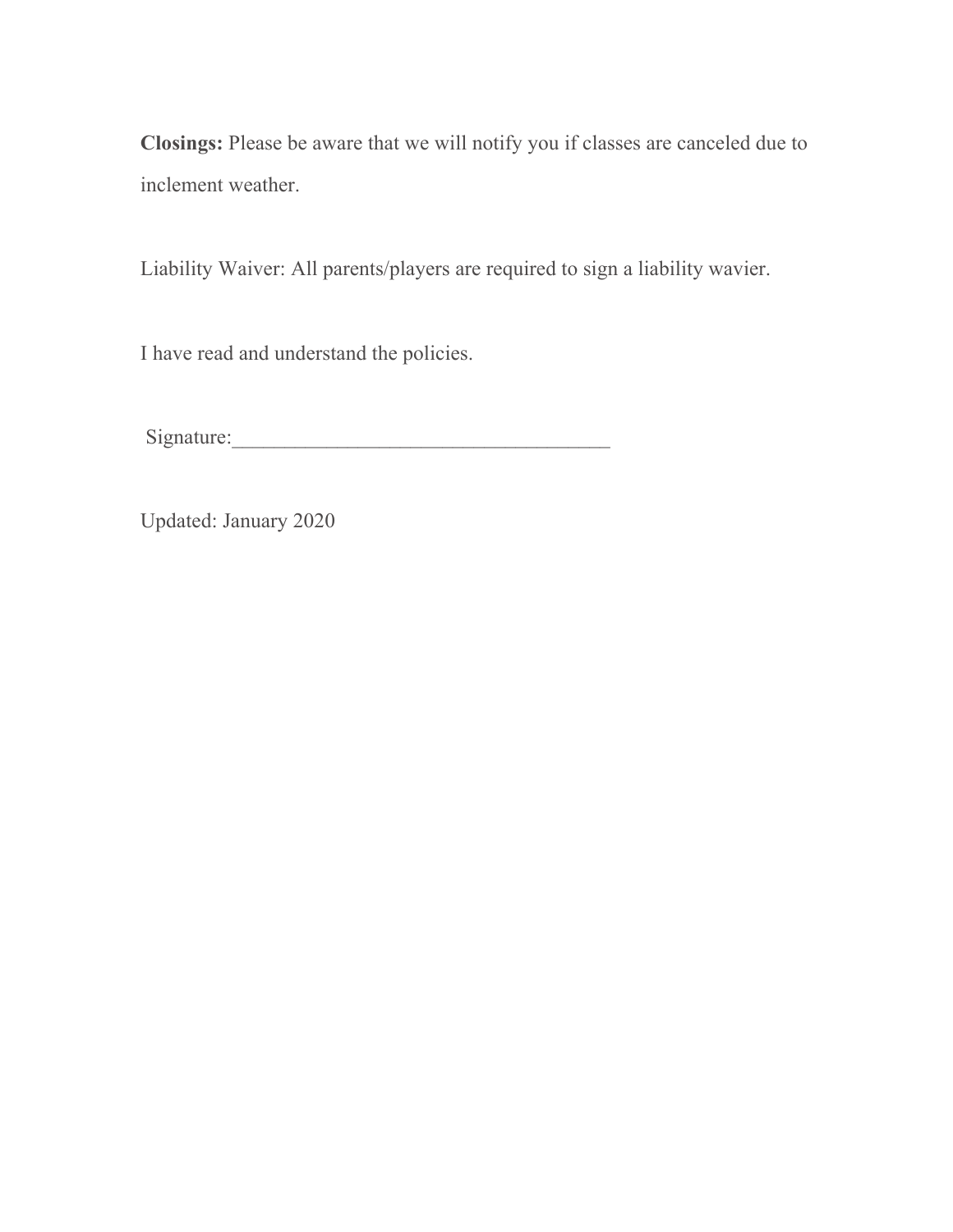**Closings:** Please be aware that we will notify you if classes are canceled due to inclement weather.

Liability Waiver: All parents/players are required to sign a liability wavier.

I have read and understand the policies.

Signature:_____________________________________

Updated: January 2020